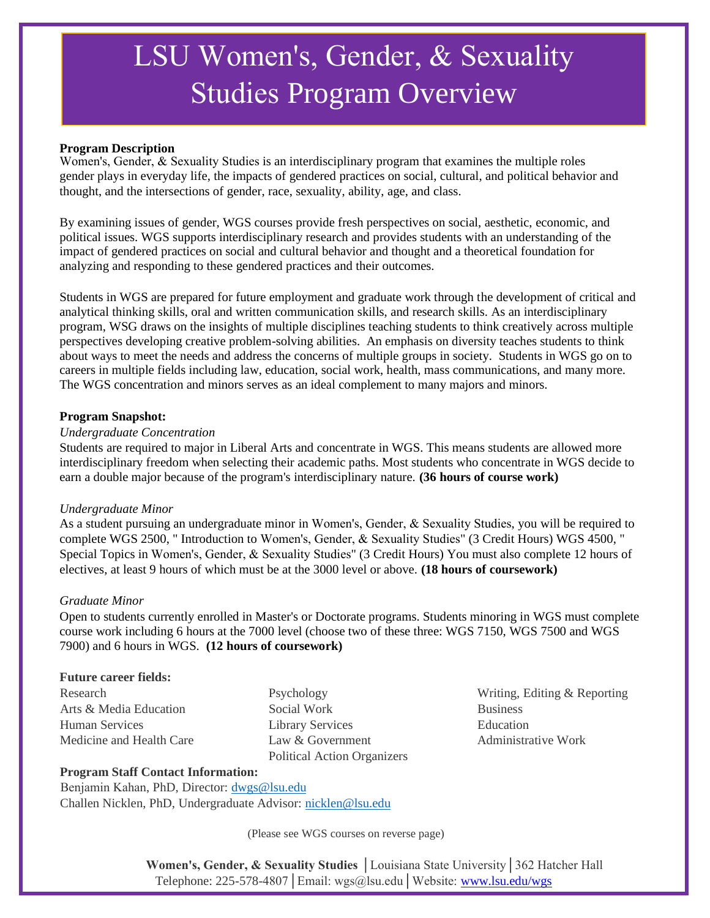# LSU Women's, Gender, & Sexuality Studies Program Overview

**Program Description**

Women's, Gender, & Sexuality Studies is an interdisciplinary program that examines the multiple roles gender plays in everyday life, the impacts of gendered practices on social, cultural, and political behavior and thought, and the intersections of gender, race, sexuality, ability, age, and class.

By examining issues of gender, WGS courses provide fresh perspectives on social, aesthetic, economic, and political issues. WGS supports interdisciplinary research and provides students with an understanding of the impact of gendered practices on social and cultural behavior and thought and a theoretical foundation for analyzing and responding to these gendered practices and their outcomes.

Students in WGS are prepared for future employment and graduate work through the development of critical and analytical thinking skills, oral and written communication skills, and research skills. As an interdisciplinary program, WSG draws on the insights of multiple disciplines teaching students to think creatively across multiple perspectives developing creative problem-solving abilities. An emphasis on diversity teaches students to think about ways to meet the needs and address the concerns of multiple groups in society. Students in WGS go on to careers in multiple fields including law, education, social work, health, mass communications, and many more. The WGS concentration and minors serves as an ideal complement to many majors and minors.

**Program Snapshot:**

*Undergraduate Concentration*

Students are required to major in Liberal Arts and concentrate in WGS. This means students are allowed more interdisciplinary freedom when selecting their academic paths. Most students who concentrate in WGS decide to earn a double major because of the program's interdisciplinary nature. **(36 hours of course work)**

*Undergraduate Minor*

As a student pursuing an undergraduate minor in Women's, Gender, & Sexuality Studies, you will be required to complete WGS 2500, " Introduction to Women's, Gender, & Sexuality Studies" (3 Credit Hours) WGS 4500, " Special Topics in Women's, Gender, & Sexuality Studies" (3 Credit Hours) You must also complete 12 hours of electives, at least 9 hours of which must be at the 3000 level or above. **(18 hours of coursework)**

*Graduate Minor*

Open to students currently enrolled in Master's or Doctorate programs. Students minoring in WGS must complete course work including 6 hours at the 7000 level (choose two of these three: WGS 7150, WGS 7500 and WGS 7900) and 6 hours in WGS. **(12 hours of coursework)**

**Future career fields:**

- Research
- Arts & Media Education
- Human Services
- Medicine and Health Care
- Psychology
- Social Work
- Library Services
- Law & Government
- Political Action Organizers
- Writing, Editing & Reporting
- Business
- Education
- Administrative Work

**Program Staff Contact Information:**

Benjamin Kahan, PhD, Director: dwgs@lsu.edu
Challen Nicklen, PhD, Undergraduate Advisor: nicklen@lsu.edu

(Please see WGS courses on reverse page)

**Women's, Gender, & Sexuality Studies** │Louisiana State University│362 Hatcher Hall
Telephone: 225-578-4807│Email: wgs@lsu.edu│Website: www.lsu.edu/wgs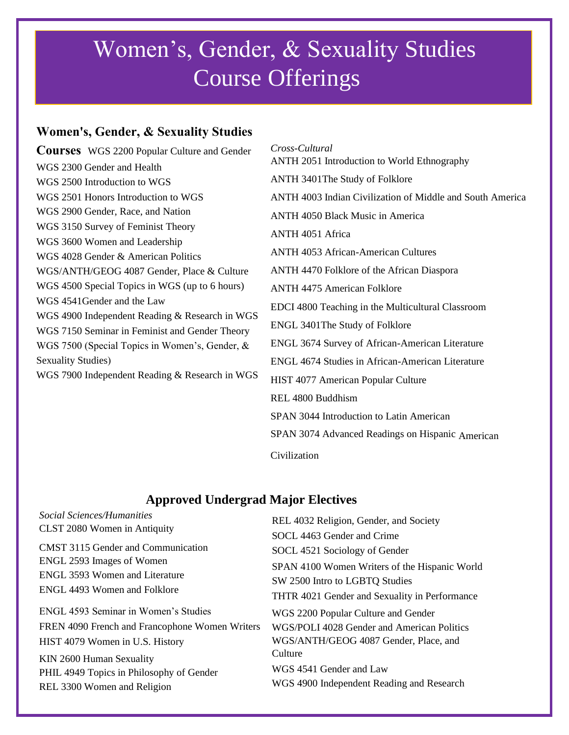# Women's, Gender, & Sexuality Studies Course Offerings

## Women's, Gender, & Sexuality Studies Courses

WGS 2200 Popular Culture and Gender
WGS 2300 Gender and Health
WGS 2500 Introduction to WGS
WGS 2501 Honors Introduction to WGS
WGS 2900 Gender, Race, and Nation
WGS 3150 Survey of Feminist Theory
WGS 3600 Women and Leadership
WGS 4028 Gender & American Politics
WGS/ANTH/GEOG 4087 Gender, Place & Culture
WGS 4500 Special Topics in WGS (up to 6 hours)
WGS 4541Gender and the Law
WGS 4900 Independent Reading & Research in WGS
WGS 7150 Seminar in Feminist and Gender Theory
WGS 7500 (Special Topics in Women's, Gender, & Sexuality Studies)
WGS 7900 Independent Reading & Research in WGS

*Cross-Cultural*

ANTH 2051 Introduction to World Ethnography
ANTH 3401The Study of Folklore
ANTH 4003 Indian Civilization of Middle and South America
ANTH 4050 Black Music in America
ANTH 4051 Africa
ANTH 4053 African-American Cultures
ANTH 4470 Folklore of the African Diaspora
ANTH 4475 American Folklore
EDCI 4800 Teaching in the Multicultural Classroom
ENGL 3401The Study of Folklore
ENGL 3674 Survey of African-American Literature
ENGL 4674 Studies in African-American Literature
HIST 4077 American Popular Culture
REL 4800 Buddhism
SPAN 3044 Introduction to Latin American
SPAN 3074 Advanced Readings on Hispanic American Civilization

## Approved Undergrad Major Electives

*Social Sciences/Humanities*

CLST 2080 Women in Antiquity
CMST 3115 Gender and Communication
ENGL 2593 Images of Women
ENGL 3593 Women and Literature
ENGL 4493 Women and Folklore
ENGL 4593 Seminar in Women's Studies
FREN 4090 French and Francophone Women Writers
HIST 4079 Women in U.S. History
KIN 2600 Human Sexuality
PHIL 4949 Topics in Philosophy of Gender
REL 3300 Women and Religion
REL 4032 Religion, Gender, and Society
SOCL 4463 Gender and Crime
SOCL 4521 Sociology of Gender
SPAN 4100 Women Writers of the Hispanic World
SW 2500 Intro to LGBTQ Studies
THTR 4021 Gender and Sexuality in Performance
WGS 2200 Popular Culture and Gender
WGS/POLI 4028 Gender and American Politics
WGS/ANTH/GEOG 4087 Gender, Place, and Culture
WGS 4541 Gender and Law
WGS 4900 Independent Reading and Research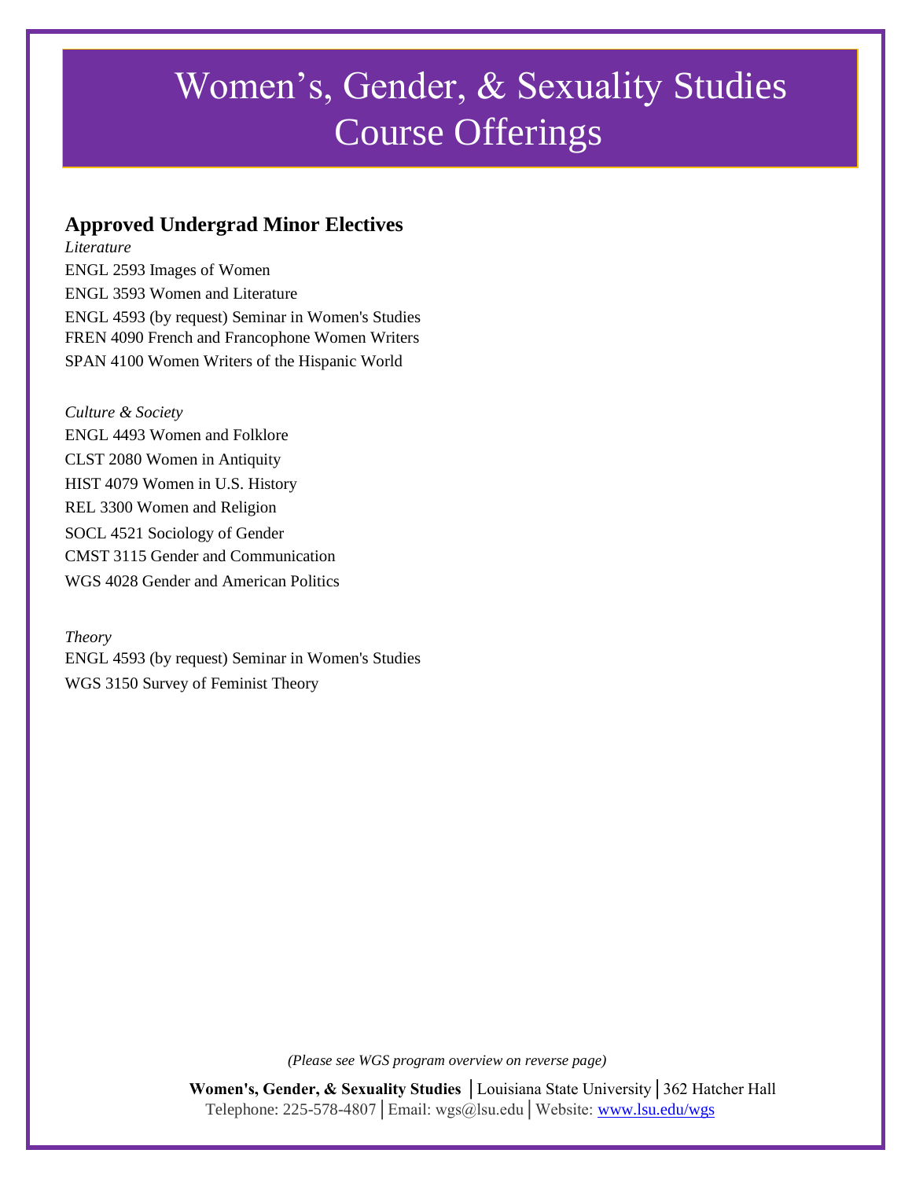# Women's, Gender, & Sexuality Studies Course Offerings

## Approved Undergrad Minor Electives

*Literature*

ENGL 2593 Images of Women

ENGL 3593 Women and Literature

ENGL 4593 (by request) Seminar in Women's Studies

FREN 4090 French and Francophone Women Writers

SPAN 4100 Women Writers of the Hispanic World

*Culture & Society*

ENGL 4493 Women and Folklore

CLST 2080 Women in Antiquity

HIST 4079 Women in U.S. History

REL 3300 Women and Religion

SOCL 4521 Sociology of Gender

CMST 3115 Gender and Communication

WGS 4028 Gender and American Politics

*Theory*

ENGL 4593 (by request) Seminar in Women's Studies

WGS 3150 Survey of Feminist Theory

*(Please see WGS program overview on reverse page)*

**Women's, Gender, & Sexuality Studies** | Louisiana State University | 362 Hatcher Hall

Telephone: 225-578-4807 | Email: wgs@lsu.edu | Website: www.lsu.edu/wgs